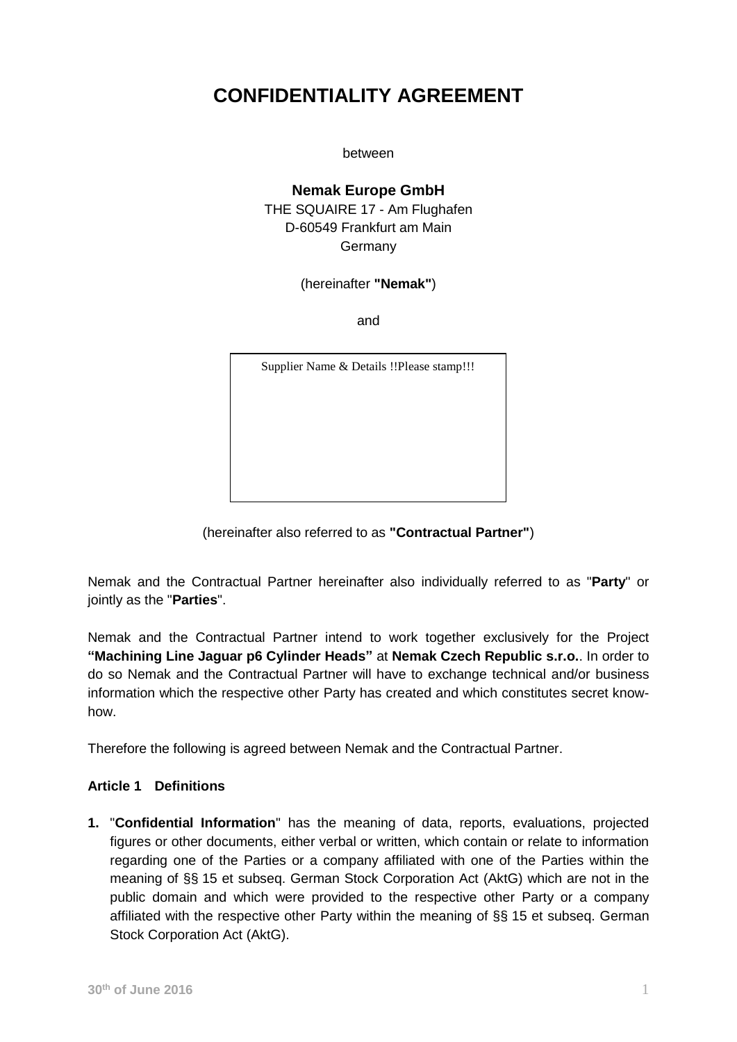# CONFIDENTIALITY AGREEMENT

between

**Nemak Europe GmbH**
THE SQUAIRE 17 - Am Flughafen
D-60549 Frankfurt am Main
Germany

(hereinafter **"Nemak"**)

and

| Supplier Name & Details !!Please stamp!!! |
|---|
| |

(hereinafter also referred to as **"Contractual Partner"**)

Nemak and the Contractual Partner hereinafter also individually referred to as "**Party**" or jointly as the "**Parties**".

Nemak and the Contractual Partner intend to work together exclusively for the Project **"Machining Line Jaguar p6 Cylinder Heads"** at **Nemak Czech Republic s.r.o.**. In order to do so Nemak and the Contractual Partner will have to exchange technical and/or business information which the respective other Party has created and which constitutes secret know-how.

Therefore the following is agreed between Nemak and the Contractual Partner.

**Article 1 Definitions**

1. "**Confidential Information**" has the meaning of data, reports, evaluations, projected figures or other documents, either verbal or written, which contain or relate to information regarding one of the Parties or a company affiliated with one of the Parties within the meaning of §§ 15 et subseq. German Stock Corporation Act (AktG) which are not in the public domain and which were provided to the respective other Party or a company affiliated with the respective other Party within the meaning of §§ 15 et subseq. German Stock Corporation Act (AktG).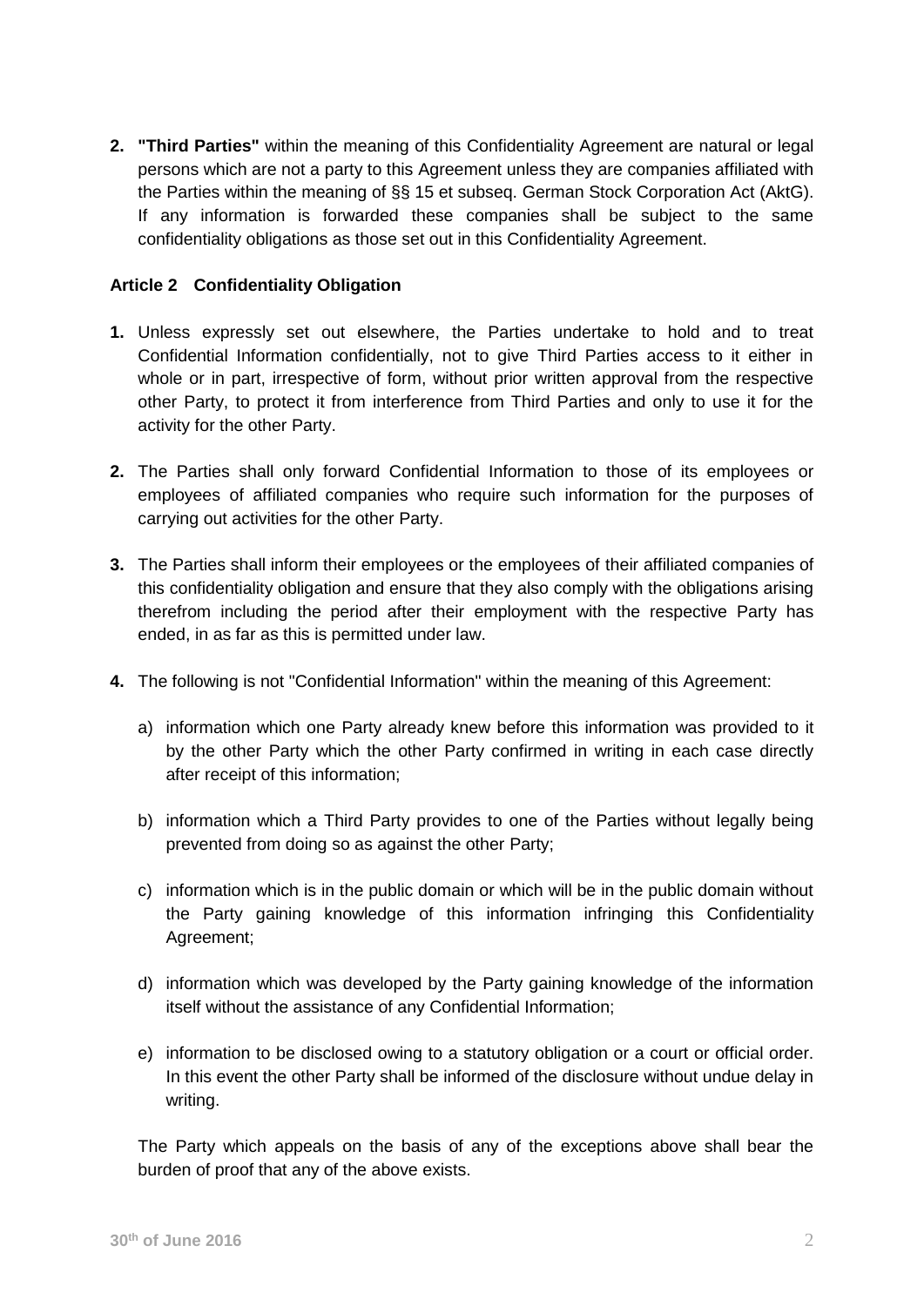**2. "Third Parties"** within the meaning of this Confidentiality Agreement are natural or legal persons which are not a party to this Agreement unless they are companies affiliated with the Parties within the meaning of §§ 15 et subseq. German Stock Corporation Act (AktG). If any information is forwarded these companies shall be subject to the same confidentiality obligations as those set out in this Confidentiality Agreement.

### Article 2 Confidentiality Obligation

**1.** Unless expressly set out elsewhere, the Parties undertake to hold and to treat Confidential Information confidentially, not to give Third Parties access to it either in whole or in part, irrespective of form, without prior written approval from the respective other Party, to protect it from interference from Third Parties and only to use it for the activity for the other Party.

**2.** The Parties shall only forward Confidential Information to those of its employees or employees of affiliated companies who require such information for the purposes of carrying out activities for the other Party.

**3.** The Parties shall inform their employees or the employees of their affiliated companies of this confidentiality obligation and ensure that they also comply with the obligations arising therefrom including the period after their employment with the respective Party has ended, in as far as this is permitted under law.

**4.** The following is not "Confidential Information" within the meaning of this Agreement:

a) information which one Party already knew before this information was provided to it by the other Party which the other Party confirmed in writing in each case directly after receipt of this information;

b) information which a Third Party provides to one of the Parties without legally being prevented from doing so as against the other Party;

c) information which is in the public domain or which will be in the public domain without the Party gaining knowledge of this information infringing this Confidentiality Agreement;

d) information which was developed by the Party gaining knowledge of the information itself without the assistance of any Confidential Information;

e) information to be disclosed owing to a statutory obligation or a court or official order. In this event the other Party shall be informed of the disclosure without undue delay in writing.

The Party which appeals on the basis of any of the exceptions above shall bear the burden of proof that any of the above exists.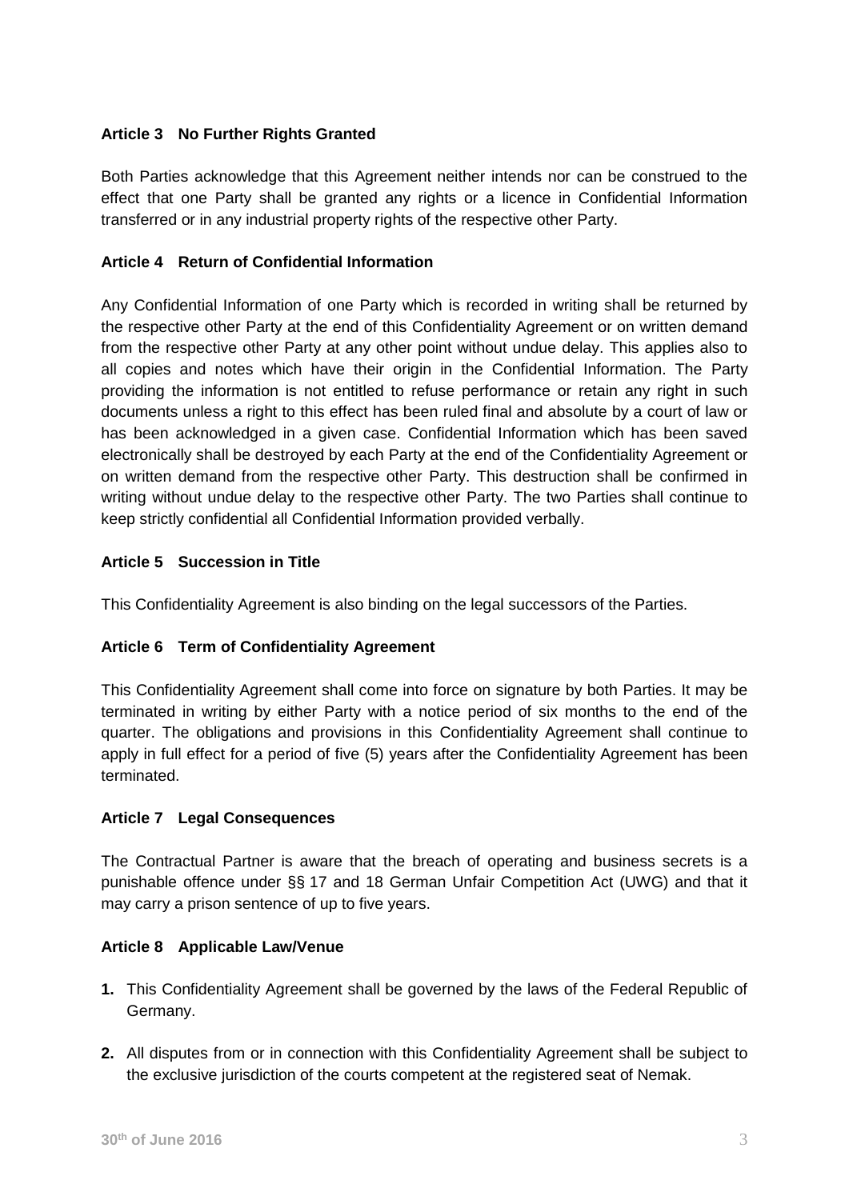**Article 3 No Further Rights Granted**

Both Parties acknowledge that this Agreement neither intends nor can be construed to the effect that one Party shall be granted any rights or a licence in Confidential Information transferred or in any industrial property rights of the respective other Party.

**Article 4 Return of Confidential Information**

Any Confidential Information of one Party which is recorded in writing shall be returned by the respective other Party at the end of this Confidentiality Agreement or on written demand from the respective other Party at any other point without undue delay. This applies also to all copies and notes which have their origin in the Confidential Information. The Party providing the information is not entitled to refuse performance or retain any right in such documents unless a right to this effect has been ruled final and absolute by a court of law or has been acknowledged in a given case. Confidential Information which has been saved electronically shall be destroyed by each Party at the end of the Confidentiality Agreement or on written demand from the respective other Party. This destruction shall be confirmed in writing without undue delay to the respective other Party. The two Parties shall continue to keep strictly confidential all Confidential Information provided verbally.

**Article 5 Succession in Title**

This Confidentiality Agreement is also binding on the legal successors of the Parties.

**Article 6 Term of Confidentiality Agreement**

This Confidentiality Agreement shall come into force on signature by both Parties. It may be terminated in writing by either Party with a notice period of six months to the end of the quarter. The obligations and provisions in this Confidentiality Agreement shall continue to apply in full effect for a period of five (5) years after the Confidentiality Agreement has been terminated.

**Article 7 Legal Consequences**

The Contractual Partner is aware that the breach of operating and business secrets is a punishable offence under §§ 17 and 18 German Unfair Competition Act (UWG) and that it may carry a prison sentence of up to five years.

**Article 8 Applicable Law/Venue**

1. This Confidentiality Agreement shall be governed by the laws of the Federal Republic of Germany.
2. All disputes from or in connection with this Confidentiality Agreement shall be subject to the exclusive jurisdiction of the courts competent at the registered seat of Nemak.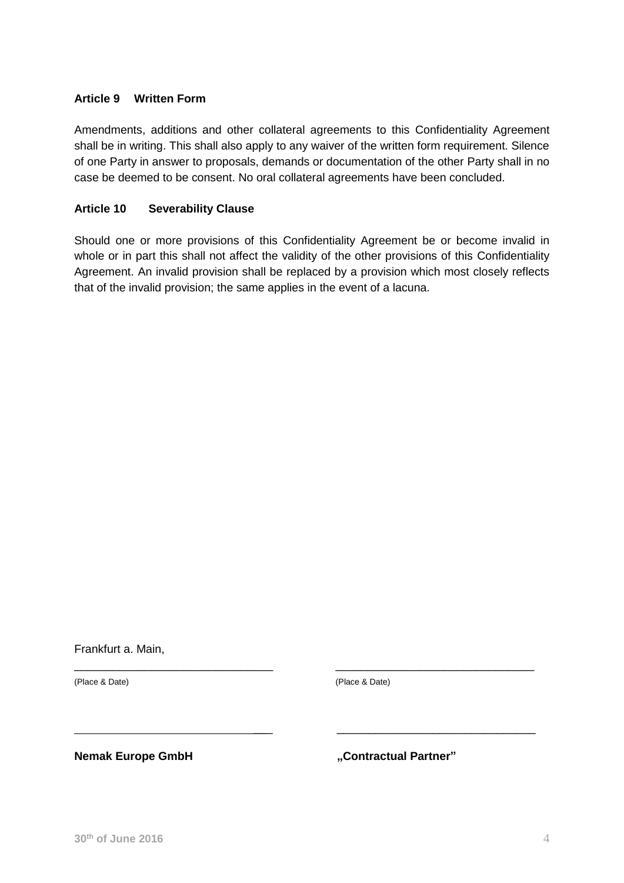**Article 9 Written Form**

Amendments, additions and other collateral agreements to this Confidentiality Agreement shall be in writing. This shall also apply to any waiver of the written form requirement. Silence of one Party in answer to proposals, demands or documentation of the other Party shall in no case be deemed to be consent. No oral collateral agreements have been concluded.

**Article 10 Severability Clause**

Should one or more provisions of this Confidentiality Agreement be or become invalid in whole or in part this shall not affect the validity of the other provisions of this Confidentiality Agreement. An invalid provision shall be replaced by a provision which most closely reflects that of the invalid provision; the same applies in the event of a lacuna.

Frankfurt a. Main,
_______________________________ _______________________________
(Place & Date) (Place & Date)

_______________________________ _______________________________

**Nemak Europe GmbH** **„Contractual Partner"**

30th of June 2016